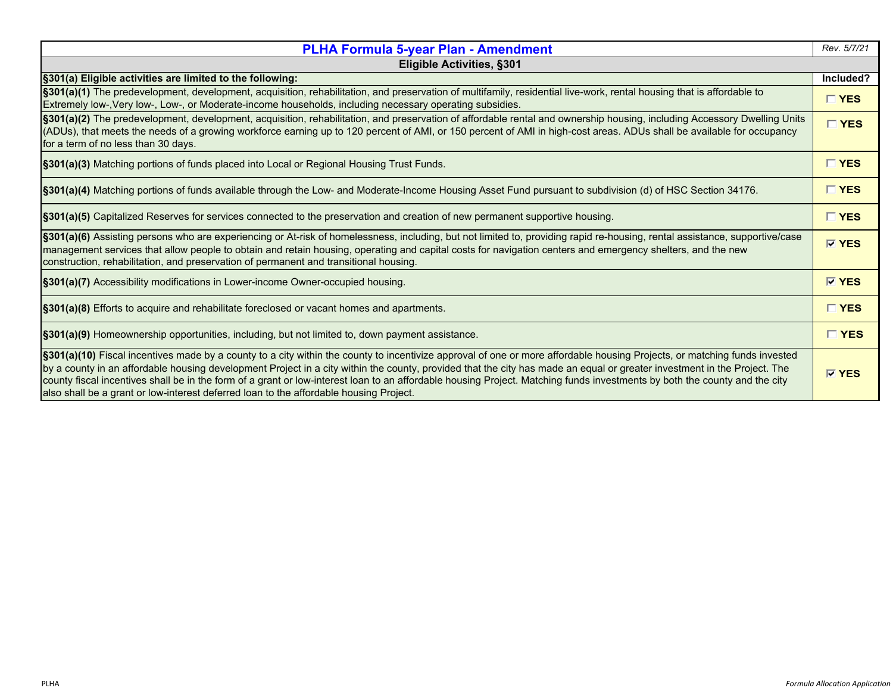| PLHA Formula 5-year Plan - Amendment | Rev. 5/7/21 |
|---|---|
| **Eligible Activities, §301** | |
| **§301(a) Eligible activities are limited to the following:** | **Included?** |
| **§301(a)(1)** The predevelopment, development, acquisition, rehabilitation, and preservation of multifamily, residential live-work, rental housing that is affordable to Extremely low-,Very low-, Low-, or Moderate-income households, including necessary operating subsidies. | ☐ YES |
| **§301(a)(2)** The predevelopment, development, acquisition, rehabilitation, and preservation of affordable rental and ownership housing, including Accessory Dwelling Units (ADUs), that meets the needs of a growing workforce earning up to 120 percent of AMI, or 150 percent of AMI in high-cost areas. ADUs shall be available for occupancy for a term of no less than 30 days. | ☐ YES |
| **§301(a)(3)** Matching portions of funds placed into Local or Regional Housing Trust Funds. | ☐ YES |
| **§301(a)(4)** Matching portions of funds available through the Low- and Moderate-Income Housing Asset Fund pursuant to subdivision (d) of HSC Section 34176. | ☐ YES |
| **§301(a)(5)** Capitalized Reserves for services connected to the preservation and creation of new permanent supportive housing. | ☐ YES |
| **§301(a)(6)** Assisting persons who are experiencing or At-risk of homelessness, including, but not limited to, providing rapid re-housing, rental assistance, supportive/case management services that allow people to obtain and retain housing, operating and capital costs for navigation centers and emergency shelters, and the new construction, rehabilitation, and preservation of permanent and transitional housing. | ☑ YES |
| **§301(a)(7)** Accessibility modifications in Lower-income Owner-occupied housing. | ☑ YES |
| **§301(a)(8)** Efforts to acquire and rehabilitate foreclosed or vacant homes and apartments. | ☐ YES |
| **§301(a)(9)** Homeownership opportunities, including, but not limited to, down payment assistance. | ☐ YES |
| **§301(a)(10)** Fiscal incentives made by a county to a city within the county to incentivize approval of one or more affordable housing Projects, or matching funds invested by a county in an affordable housing development Project in a city within the county, provided that the city has made an equal or greater investment in the Project. The county fiscal incentives shall be in the form of a grant or low-interest loan to an affordable housing Project. Matching funds investments by both the county and the city also shall be a grant or low-interest deferred loan to the affordable housing Project. | ☑ YES |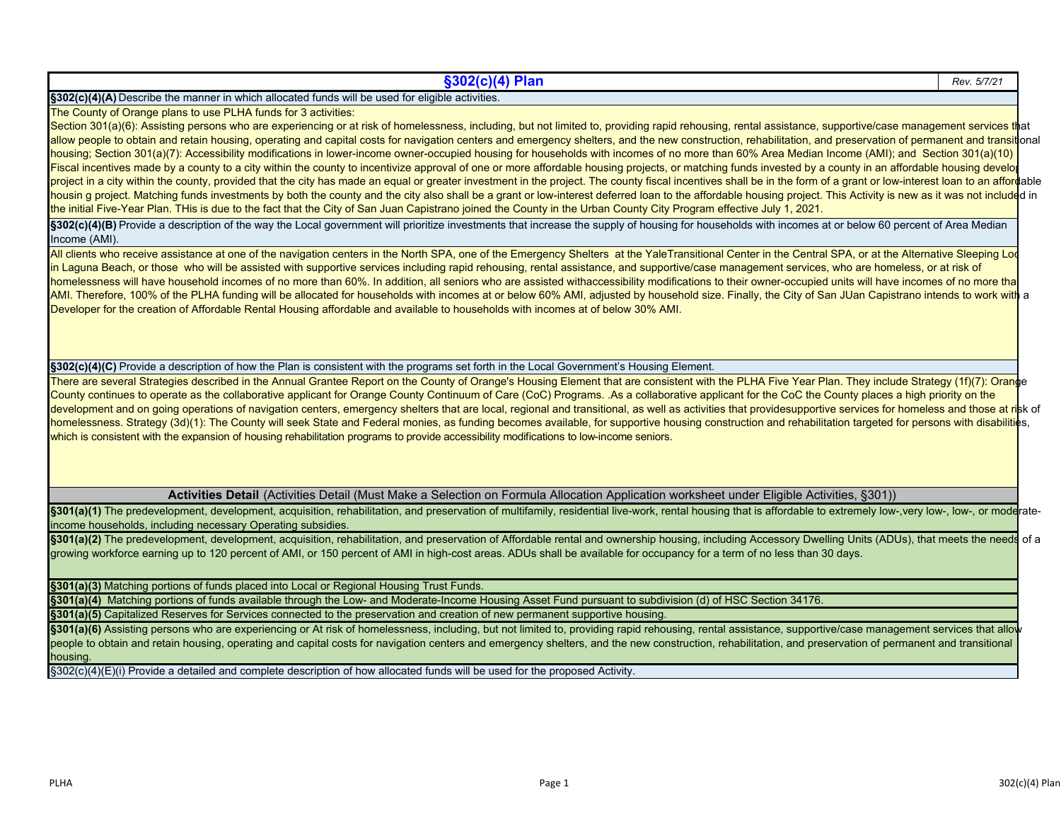## §302(c)(4) Plan

*Rev. 5/7/21*

**§302(c)(4)(A)** Describe the manner in which allocated funds will be used for eligible activities.

The County of Orange plans to use PLHA funds for 3 activities:
Section 301(a)(6): Assisting persons who are experiencing or at risk of homelessness, including, but not limited to, providing rapid rehousing, rental assistance, supportive/case management services that allow people to obtain and retain housing, operating and capital costs for navigation centers and emergency shelters, and the new construction, rehabilitation, and preservation of permanent and transitional housing; Section 301(a)(7): Accessibility modifications in lower-income owner-occupied housing for households with incomes of no more than 60% Area Median Income (AMI); and Section 301(a)(10) Fiscal incentives made by a county to a city within the county to incentivize approval of one or more affordable housing projects, or matching funds invested by a county in an affordable housing development project in a city within the county, provided that the city has made an equal or greater investment in the project. The county fiscal incentives shall be in the form of a grant or low-interest loan to an affordable housin g project. Matching funds investments by both the county and the city also shall be a grant or low-interest deferred loan to the affordable housing project. This Activity is new as it was not included in the initial Five-Year Plan. THis is due to the fact that the City of San Juan Capistrano joined the County in the Urban County City Program effective July 1, 2021.

**§302(c)(4)(B)** Provide a description of the way the Local government will prioritize investments that increase the supply of housing for households with incomes at or below 60 percent of Area Median Income (AMI).

All clients who receive assistance at one of the navigation centers in the North SPA, one of the Emergency Shelters at the YaleTransitional Center in the Central SPA, or at the Alternative Sleeping Location in Laguna Beach, or those who will be assisted with supportive services including rapid rehousing, rental assistance, and supportive/case management services, who are homeless, or at risk of homelessness will have household incomes of no more than 60%. In addition, all seniors who are assisted withaccessibility modifications to their owner-occupied units will have incomes of no more than 60% AMI. Therefore, 100% of the PLHA funding will be allocated for households with incomes at or below 60% AMI, adjusted by household size. Finally, the City of San JUan Capistrano intends to work with a Developer for the creation of Affordable Rental Housing affordable and available to households with incomes at of below 30% AMI.

**§302(c)(4)(C)** Provide a description of how the Plan is consistent with the programs set forth in the Local Government's Housing Element.

There are several Strategies described in the Annual Grantee Report on the County of Orange's Housing Element that are consistent with the PLHA Five Year Plan. They include Strategy (1f)(7): Orange County continues to operate as the collaborative applicant for Orange County Continuum of Care (CoC) Programs. .As a collaborative applicant for the CoC the County places a high priority on the development and on going operations of navigation centers, emergency shelters that are local, regional and transitional, as well as activities that providesupportive services for homeless and those at risk of homelessness. Strategy (3d)(1): The County will seek State and Federal monies, as funding becomes available, for supportive housing construction and rehabilitation targeted for persons with disabilities, which is consistent with the expansion of housing rehabilitation programs to provide accessibility modifications to low-income seniors.

### Activities Detail (Activities Detail (Must Make a Selection on Formula Allocation Application worksheet under Eligible Activities, §301))

**§301(a)(1)** The predevelopment, development, acquisition, rehabilitation, and preservation of multifamily, residential live-work, rental housing that is affordable to extremely low-,very low-, low-, or moderate-income households, including necessary Operating subsidies.

**§301(a)(2)** The predevelopment, development, acquisition, rehabilitation, and preservation of Affordable rental and ownership housing, including Accessory Dwelling Units (ADUs), that meets the needs of a growing workforce earning up to 120 percent of AMI, or 150 percent of AMI in high-cost areas. ADUs shall be available for occupancy for a term of no less than 30 days.

**§301(a)(3)** Matching portions of funds placed into Local or Regional Housing Trust Funds.

**§301(a)(4)** Matching portions of funds available through the Low- and Moderate-Income Housing Asset Fund pursuant to subdivision (d) of HSC Section 34176.

**§301(a)(5)** Capitalized Reserves for Services connected to the preservation and creation of new permanent supportive housing.

**§301(a)(6)** Assisting persons who are experiencing or At risk of homelessness, including, but not limited to, providing rapid rehousing, rental assistance, supportive/case management services that allow people to obtain and retain housing, operating and capital costs for navigation centers and emergency shelters, and the new construction, rehabilitation, and preservation of permanent and transitional housing.

§302(c)(4)(E)(i) Provide a detailed and complete description of how allocated funds will be used for the proposed Activity.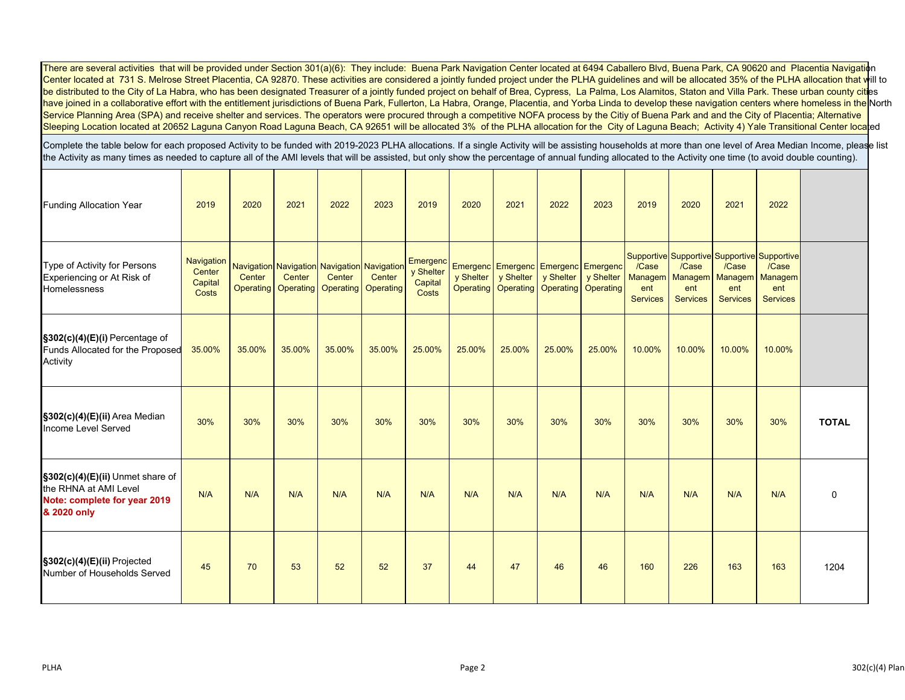There are several activities that will be provided under Section 301(a)(6): They include: Buena Park Navigation Center located at 6494 Caballero Blvd, Buena Park, CA 90620 and Placentia Navigation Center located at 731 S. Melrose Street Placentia, CA 92870. These activities are considered a jointly funded project under the PLHA guidelines and will be allocated 35% of the PLHA allocation that will to be distributed to the City of La Habra, who has been designated Treasurer of a jointly funded project on behalf of Brea, Cypress, La Palma, Los Alamitos, Staton and Villa Park. These urban county cities have joined in a collaborative effort with the entitlement jurisdictions of Buena Park, Fullerton, La Habra, Orange, Placentia, and Yorba Linda to develop these navigation centers where homeless in the North Service Planning Area (SPA) and receive shelter and services. The operators were procured through a competitive NOFA process by the Citiy of Buena Park and and the City of Placentia; Alternative Sleeping Location located at 20652 Laguna Canyon Road Laguna Beach, CA 92651 will be allocated 3% of the PLHA allocation for the City of Laguna Beach; Activity 4) Yale Transitional Center located

Complete the table below for each proposed Activity to be funded with 2019-2023 PLHA allocations. If a single Activity will be assisting households at more than one level of Area Median Income, please list the Activity as many times as needed to capture all of the AMI levels that will be assisted, but only show the percentage of annual funding allocated to the Activity one time (to avoid double counting).

| Funding Allocation Year | 2019 | 2020 | 2021 | 2022 | 2023 | 2019 | 2020 | 2021 | 2022 | 2023 | 2019 | 2020 | 2021 | 2022 | |
|---|---|---|---|---|---|---|---|---|---|---|---|---|---|---|---|
| Type of Activity for Persons Experiencing or At Risk of Homelessness | Navigation Center Capital Costs | Navigation Center Operating | Navigation Center Operating | Navigation Center Operating | Navigation Center Operating | Emergency Shelter Capital Costs | Emergency Shelter Operating | Emergency Shelter Operating | Emergency Shelter Operating | Emergency Shelter Operating | Supportive/Case Management Services | Supportive/Case Management Services | Supportive/Case Management Services | Supportive/Case Management Services | |
| **§302(c)(4)(E)(i)** Percentage of Funds Allocated for the Proposed Activity | 35.00% | 35.00% | 35.00% | 35.00% | 35.00% | 25.00% | 25.00% | 25.00% | 25.00% | 25.00% | 10.00% | 10.00% | 10.00% | 10.00% | |
| **§302(c)(4)(E)(ii)** Area Median Income Level Served | 30% | 30% | 30% | 30% | 30% | 30% | 30% | 30% | 30% | 30% | 30% | 30% | 30% | 30% | **TOTAL** |
| **§302(c)(4)(E)(ii)** Unmet share of the RHNA at AMI Level **Note: complete for year 2019 & 2020 only** | N/A | N/A | N/A | N/A | N/A | N/A | N/A | N/A | N/A | N/A | N/A | N/A | N/A | N/A | 0 |
| **§302(c)(4)(E)(ii)** Projected Number of Households Served | 45 | 70 | 53 | 52 | 52 | 37 | 44 | 47 | 46 | 46 | 160 | 226 | 163 | 163 | 1204 |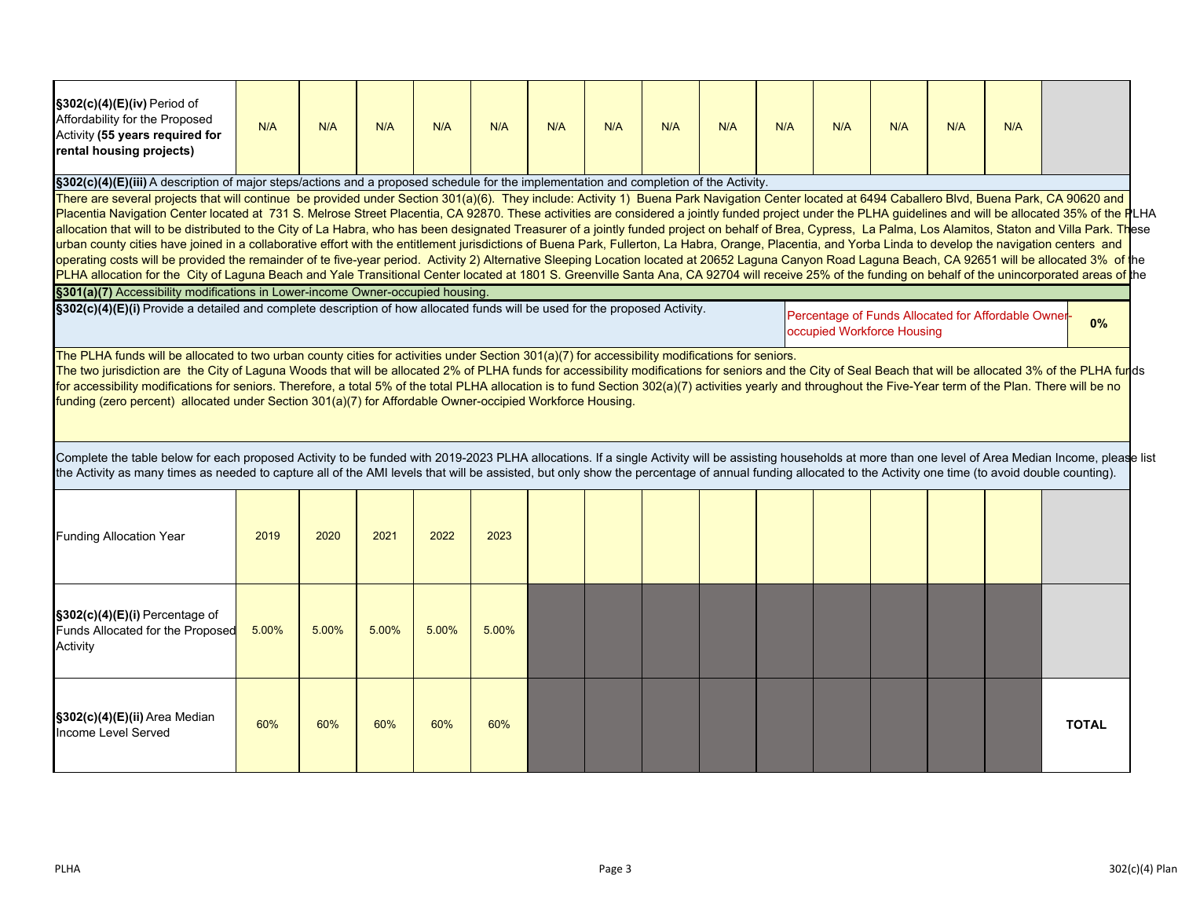| | | | | | | | | | | | | | | | |
|---|---|---|---|---|---|---|---|---|---|---|---|---|---|---|---|
| **§302(c)(4)(E)(iv)** Period of Affordability for the Proposed Activity **(55 years required for rental housing projects)** | N/A | N/A | N/A | N/A | N/A | N/A | N/A | N/A | N/A | N/A | N/A | N/A | N/A | N/A | |

**§302(c)(4)(E)(iii)** A description of major steps/actions and a proposed schedule for the implementation and completion of the Activity.

There are several projects that will continue be provided under Section 301(a)(6). They include: Activity 1) Buena Park Navigation Center located at 6494 Caballero Blvd, Buena Park, CA 90620 and Placentia Navigation Center located at 731 S. Melrose Street Placentia, CA 92870. These activities are considered a jointly funded project under the PLHA guidelines and will be allocated 35% of the PLHA allocation that will to be distributed to the City of La Habra, who has been designated Treasurer of a jointly funded project on behalf of Brea, Cypress, La Palma, Los Alamitos, Staton and Villa Park. These urban county cities have joined in a collaborative effort with the entitlement jurisdictions of Buena Park, Fullerton, La Habra, Orange, Placentia, and Yorba Linda to develop the navigation centers and operating costs will be provided the remainder of te five-year period. Activity 2) Alternative Sleeping Location located at 20652 Laguna Canyon Road Laguna Beach, CA 92651 will be allocated 3% of the PLHA allocation for the City of Laguna Beach and Yale Transitional Center located at 1801 S. Greenville Santa Ana, CA 92704 will receive 25% of the funding on behalf of the unincorporated areas of the

**§301(a)(7)** Accessibility modifications in Lower-income Owner-occupied housing.

**§302(c)(4)(E)(i)** Provide a detailed and complete description of how allocated funds will be used for the proposed Activity.

Percentage of Funds Allocated for Affordable Owner-occupied Workforce Housing: **0%**

The PLHA funds will be allocated to two urban county cities for activities under Section 301(a)(7) for accessibility modifications for seniors.
The two jurisdiction are the City of Laguna Woods that will be allocated 2% of PLHA funds for accessibility modifications for seniors and the City of Seal Beach that will be allocated 3% of the PLHA funds for accessibility modifications for seniors. Therefore, a total 5% of the total PLHA allocation is to fund Section 302(a)(7) activities yearly and throughout the Five-Year term of the Plan. There will be no funding (zero percent) allocated under Section 301(a)(7) for Affordable Owner-occipied Workforce Housing.

Complete the table below for each proposed Activity to be funded with 2019-2023 PLHA allocations. If a single Activity will be assisting households at more than one level of Area Median Income, please list the Activity as many times as needed to capture all of the AMI levels that will be assisted, but only show the percentage of annual funding allocated to the Activity one time (to avoid double counting).

| Funding Allocation Year | 2019 | 2020 | 2021 | 2022 | 2023 | | | | | | | | | | |
|---|---|---|---|---|---|---|---|---|---|---|---|---|---|---|---|
| **§302(c)(4)(E)(i)** Percentage of Funds Allocated for the Proposed Activity | 5.00% | 5.00% | 5.00% | 5.00% | 5.00% | | | | | | | | | | |
| **§302(c)(4)(E)(ii)** Area Median Income Level Served | 60% | 60% | 60% | 60% | 60% | | | | | | | | | | **TOTAL** |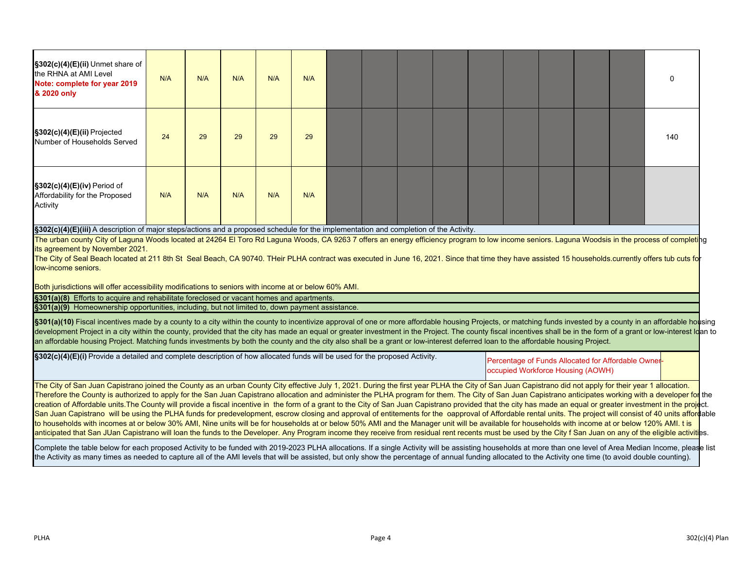| | | | | | | | | | | | | | | | | |
|---|---|---|---|---|---|---|---|---|---|---|---|---|---|---|---|---|
| **§302(c)(4)(E)(ii)** Unmet share of the RHNA at AMI Level **Note: complete for year 2019 & 2020 only** | N/A | N/A | N/A | N/A | N/A | | | | | | | | | | | 0 |
| **§302(c)(4)(E)(ii)** Projected Number of Households Served | 24 | 29 | 29 | 29 | 29 | | | | | | | | | | | 140 |
| **§302(c)(4)(E)(iv)** Period of Affordability for the Proposed Activity | N/A | N/A | N/A | N/A | N/A | | | | | | | | | | | |

**§302(c)(4)(E)(iii)** A description of major steps/actions and a proposed schedule for the implementation and completion of the Activity.

The urban county City of Laguna Woods located at 24264 El Toro Rd Laguna Woods, CA 9263 7 offers an energy efficiency program to low income seniors. Laguna Woodsis in the process of completing its agreement by November 2021.
The City of Seal Beach located at 211 8th St Seal Beach, CA 90740. THeir PLHA contract was executed in June 16, 2021. Since that time they have assisted 15 households.currently offers tub cuts for low-income seniors.

Both jurisdictions will offer accessibility modifications to seniors with income at or below 60% AMI.

**§301(a)(8)** Efforts to acquire and rehabilitate foreclosed or vacant homes and apartments.

**§301(a)(9)** Homeownership opportunities, including, but not limited to, down payment assistance.

**§301(a)(10)** Fiscal incentives made by a county to a city within the county to incentivize approval of one or more affordable housing Projects, or matching funds invested by a county in an affordable housing development Project in a city within the county, provided that the city has made an equal or greater investment in the Project. The county fiscal incentives shall be in the form of a grant or low-interest loan to an affordable housing Project. Matching funds investments by both the county and the city also shall be a grant or low-interest deferred loan to the affordable housing Project.

**§302(c)(4)(E)(i)** Provide a detailed and complete description of how allocated funds will be used for the proposed Activity.

Percentage of Funds Allocated for Affordable Owner-occupied Workforce Housing (AOWH)

The City of San Juan Capistrano joined the County as an urban County City effective July 1, 2021. During the first year PLHA the City of San Juan Capistrano did not apply for their year 1 allocation. Therefore the County is authorized to apply for the San Juan Capistrano allocation and administer the PLHA program for them. The City of San Juan Capistrano anticipates working with a developer for the creation of Affordable units.The County will provide a fiscal incentive in the form of a grant to the City of San Juan Capistrano provided that the city has made an equal or greater investment in the project. San Juan Capistrano will be using the PLHA funds for predevelopment, escrow closing and approval of entitements for the oapproval of Affordable rental units. The project will consist of 40 units affordable to households with incomes at or below 30% AMI, Nine units will be for households at or below 50% AMI and the Manager unit will be available for households with income at or below 120% AMI. t is anticipated that San JUan Capistrano will loan the funds to the Developer. Any Program income they receive from residual rent recents must be used by the City f San Juan on any of the eligible activities.

Complete the table below for each proposed Activity to be funded with 2019-2023 PLHA allocations. If a single Activity will be assisting households at more than one level of Area Median Income, please list the Activity as many times as needed to capture all of the AMI levels that will be assisted, but only show the percentage of annual funding allocated to the Activity one time (to avoid double counting).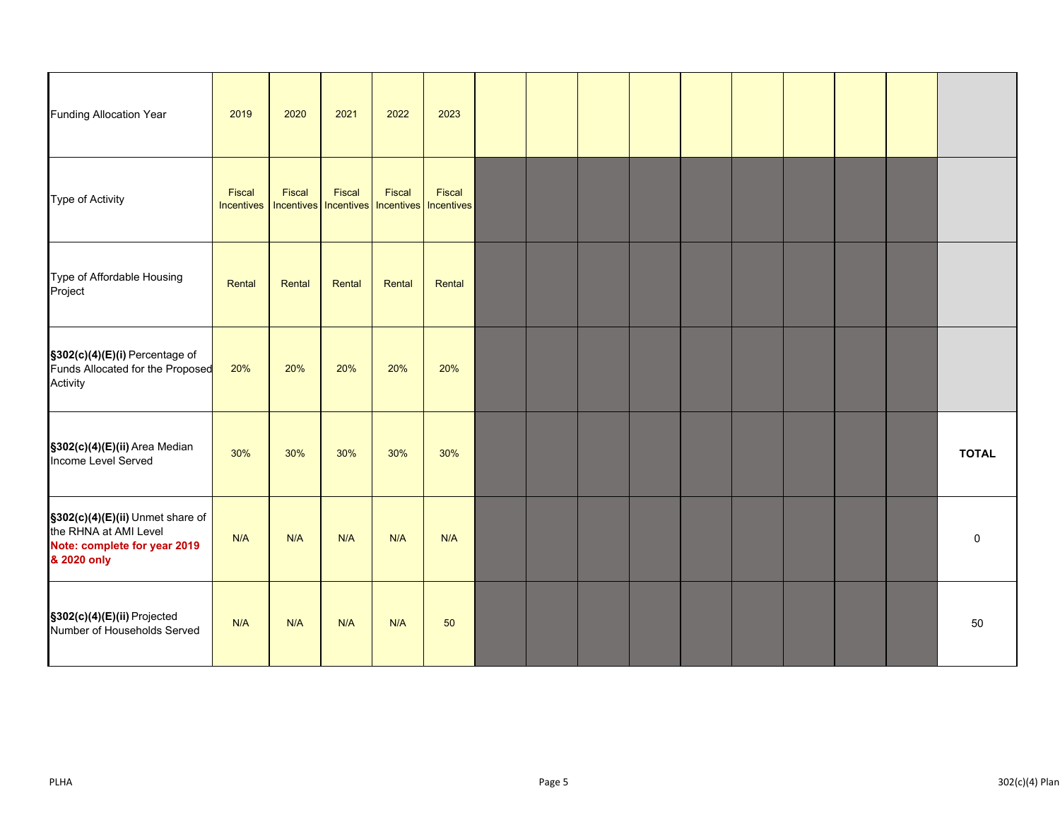| | | | | | | | | | | | | | | | |
|---|---|---|---|---|---|---|---|---|---|---|---|---|---|---|---|
| Funding Allocation Year | 2019 | 2020 | 2021 | 2022 | 2023 | | | | | | | | | | |
| Type of Activity | Fiscal Incentives | Fiscal Incentives | Fiscal Incentives | Fiscal Incentives | Fiscal Incentives | | | | | | | | | | |
| Type of Affordable Housing Project | Rental | Rental | Rental | Rental | Rental | | | | | | | | | | |
| **§302(c)(4)(E)(i)** Percentage of Funds Allocated for the Proposed Activity | 20% | 20% | 20% | 20% | 20% | | | | | | | | | | |
| **§302(c)(4)(E)(ii)** Area Median Income Level Served | 30% | 30% | 30% | 30% | 30% | | | | | | | | | | **TOTAL** |
| **§302(c)(4)(E)(ii)** Unmet share of the RHNA at AMI Level **Note: complete for year 2019 & 2020 only** | N/A | N/A | N/A | N/A | N/A | | | | | | | | | | 0 |
| **§302(c)(4)(E)(ii)** Projected Number of Households Served | N/A | N/A | N/A | N/A | 50 | | | | | | | | | | 50 |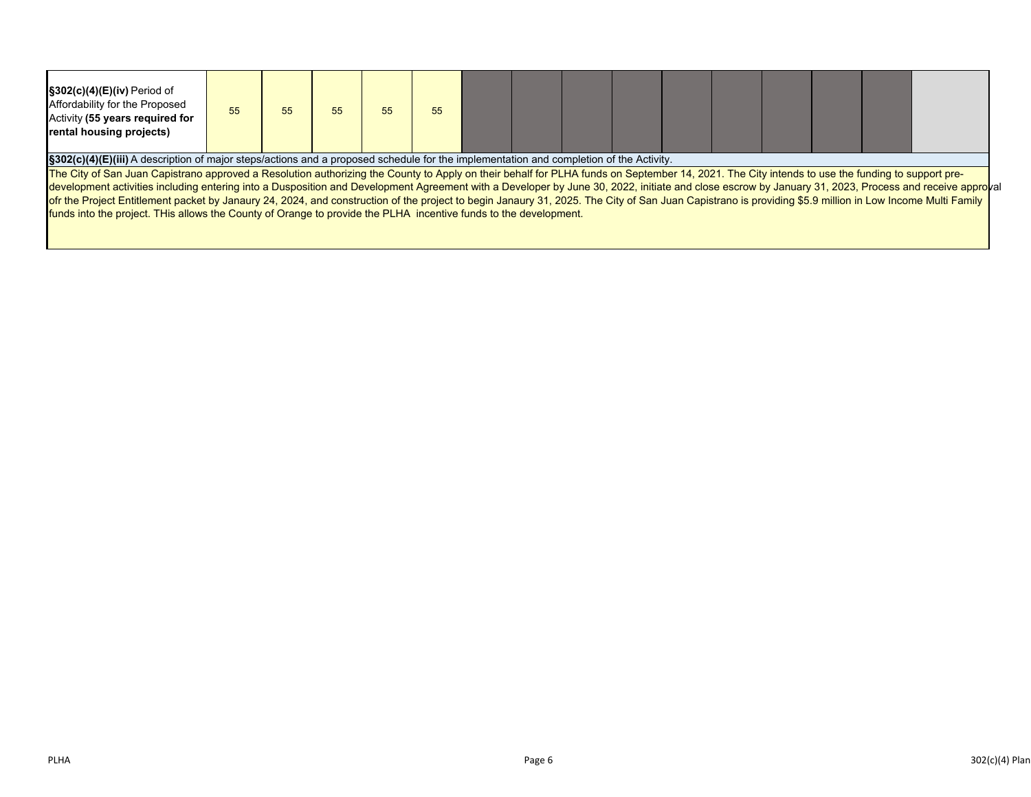| | | | | | | | | | | | | | | | |
|---|---|---|---|---|---|---|---|---|---|---|---|---|---|---|---|
| **§302(c)(4)(E)(iv)** Period of Affordability for the Proposed Activity **(55 years required for rental housing projects)** | 55 | 55 | 55 | 55 | 55 | | | | | | | | | | |

**§302(c)(4)(E)(iii)** A description of major steps/actions and a proposed schedule for the implementation and completion of the Activity.

The City of San Juan Capistrano approved a Resolution authorizing the County to Apply on their behalf for PLHA funds on September 14, 2021. The City intends to use the funding to support pre-development activities including entering into a Dusposition and Development Agreement with a Developer by June 30, 2022, initiate and close escrow by January 31, 2023, Process and receive approval ofr the Project Entitlement packet by Janaury 24, 2024, and construction of the project to begin Janaury 31, 2025. The City of San Juan Capistrano is providing $5.9 million in Low Income Multi Family funds into the project. THis allows the County of Orange to provide the PLHA incentive funds to the development.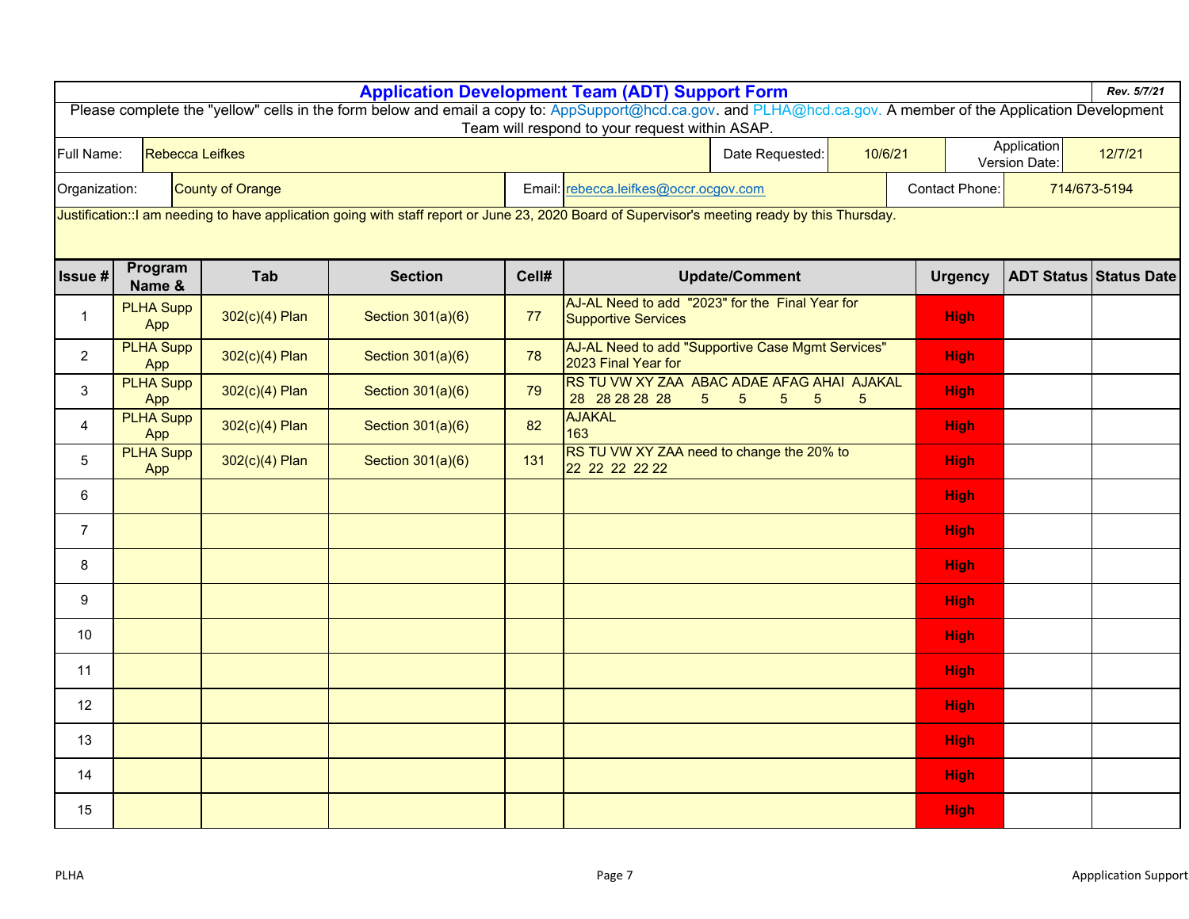## Application Development Team (ADT) Support Form

*Rev. 5/7/21*

Please complete the "yellow" cells in the form below and email a copy to: AppSupport@hcd.ca.gov. and PLHA@hcd.ca.gov. A member of the Application Development Team will respond to your request within ASAP.

| | | | | | |
|---|---|---|---|---|---|
| Full Name: | Rebecca Leifkes | Date Requested: | 10/6/21 | Application Version Date: | 12/7/21 |
| Organization: | County of Orange | Email: | rebecca.leifkes@occr.ocgov.com | Contact Phone: | 714/673-5194 |

Justification::I am needing to have application going with staff report or June 23, 2020 Board of Supervisor's meeting ready by this Thursday.

| Issue # | Program Name & | Tab | Section | Cell# | Update/Comment | Urgency | ADT Status | Status Date |
|---|---|---|---|---|---|---|---|---|
| 1 | PLHA Supp App | 302(c)(4) Plan | Section 301(a)(6) | 77 | AJ-AL Need to add "2023" for the Final Year for Supportive Services | High | | |
| 2 | PLHA Supp App | 302(c)(4) Plan | Section 301(a)(6) | 78 | AJ-AL Need to add "Supportive Case Mgmt Services" 2023 Final Year for | High | | |
| 3 | PLHA Supp App | 302(c)(4) Plan | Section 301(a)(6) | 79 | RS TU VW XY ZAA ABAC ADAE AFAG AHAI AJAKAL 28 28 28 28 28 5 5 5 5 5 | High | | |
| 4 | PLHA Supp App | 302(c)(4) Plan | Section 301(a)(6) | 82 | AJAKAL 163 | High | | |
| 5 | PLHA Supp App | 302(c)(4) Plan | Section 301(a)(6) | 131 | RS TU VW XY ZAA need to change the 20% to 22 22 22 22 22 | High | | |
| 6 | | | | | | High | | |
| 7 | | | | | | High | | |
| 8 | | | | | | High | | |
| 9 | | | | | | High | | |
| 10 | | | | | | High | | |
| 11 | | | | | | High | | |
| 12 | | | | | | High | | |
| 13 | | | | | | High | | |
| 14 | | | | | | High | | |
| 15 | | | | | | High | | |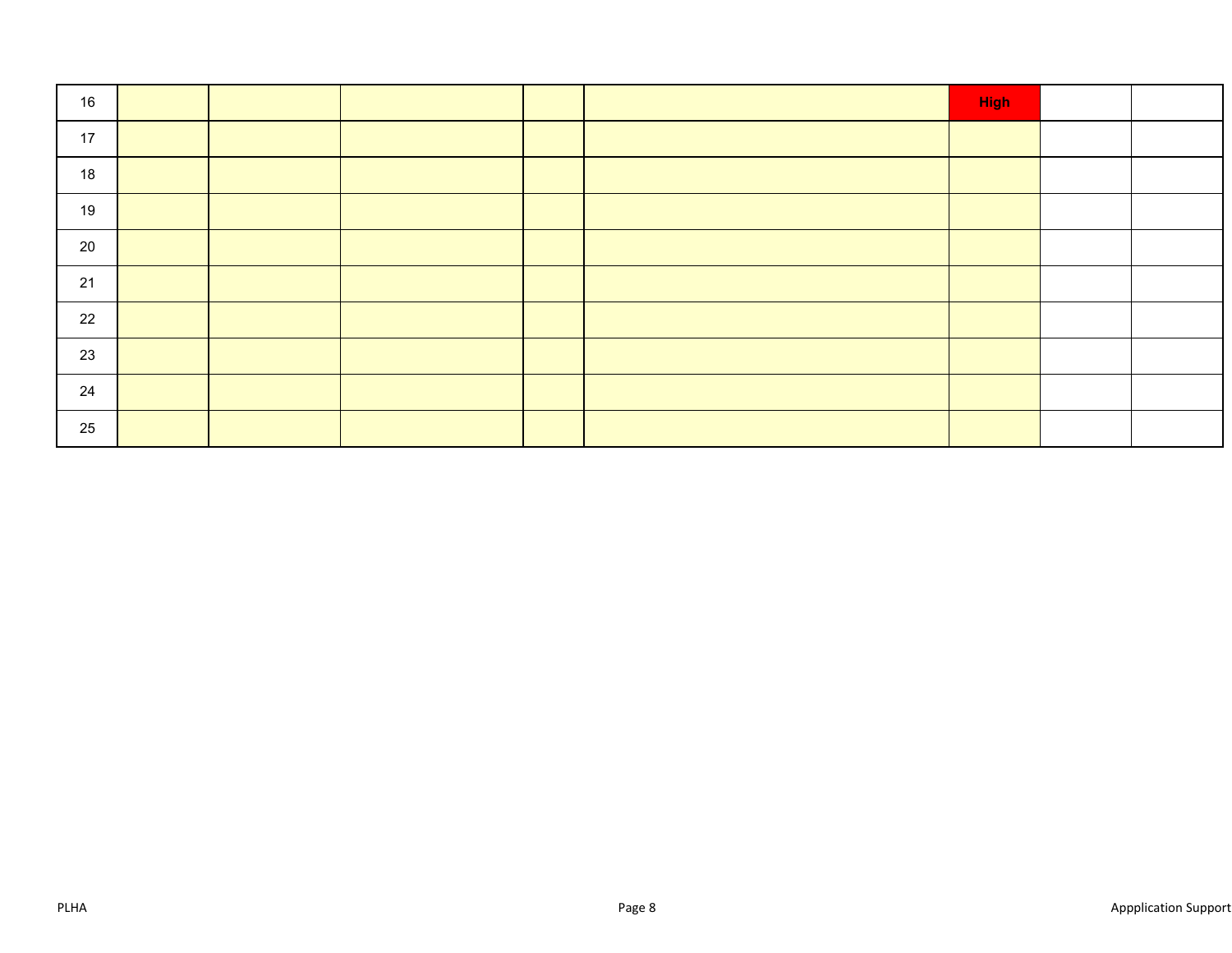| | | | | | | | | |
|---|---|---|---|---|---|---|---|---|
| 16 | | | | | | High | | |
| 17 | | | | | | | | |
| 18 | | | | | | | | |
| 19 | | | | | | | | |
| 20 | | | | | | | | |
| 21 | | | | | | | | |
| 22 | | | | | | | | |
| 23 | | | | | | | | |
| 24 | | | | | | | | |
| 25 | | | | | | | | |